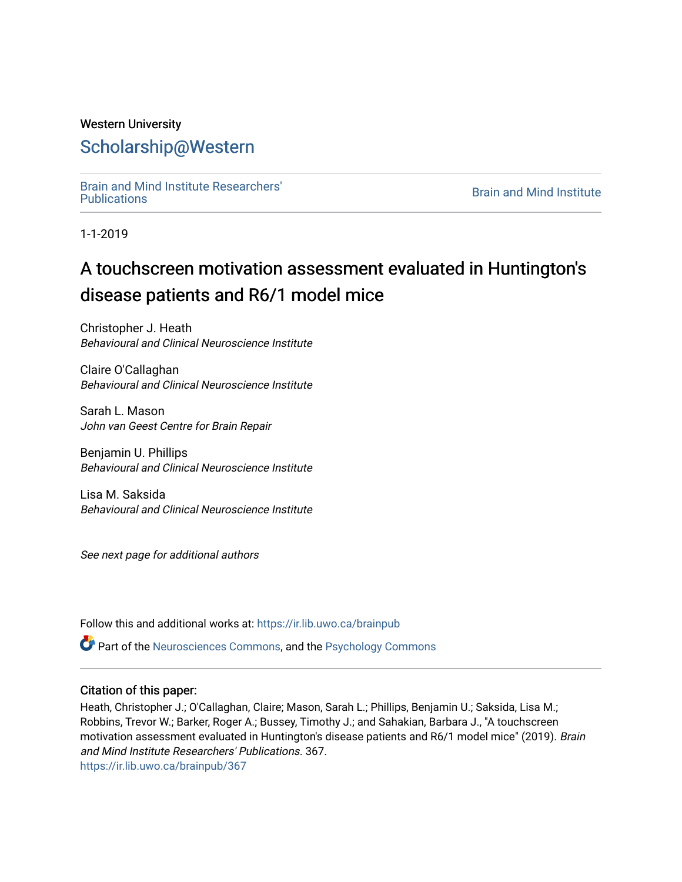Western University

# Scholarship@Western

Brain and Mind Institute Researchers' Publications

Brain and Mind Institute

1-1-2019

# A touchscreen motivation assessment evaluated in Huntington's disease patients and R6/1 model mice

Christopher J. Heath
*Behavioural and Clinical Neuroscience Institute*

Claire O'Callaghan
*Behavioural and Clinical Neuroscience Institute*

Sarah L. Mason
*John van Geest Centre for Brain Repair*

Benjamin U. Phillips
*Behavioural and Clinical Neuroscience Institute*

Lisa M. Saksida
*Behavioural and Clinical Neuroscience Institute*

*See next page for additional authors*

Follow this and additional works at: https://ir.lib.uwo.ca/brainpub

Part of the Neurosciences Commons, and the Psychology Commons

## Citation of this paper:

Heath, Christopher J.; O'Callaghan, Claire; Mason, Sarah L.; Phillips, Benjamin U.; Saksida, Lisa M.; Robbins, Trevor W.; Barker, Roger A.; Bussey, Timothy J.; and Sahakian, Barbara J., "A touchscreen motivation assessment evaluated in Huntington's disease patients and R6/1 model mice" (2019). *Brain and Mind Institute Researchers' Publications.* 367.
https://ir.lib.uwo.ca/brainpub/367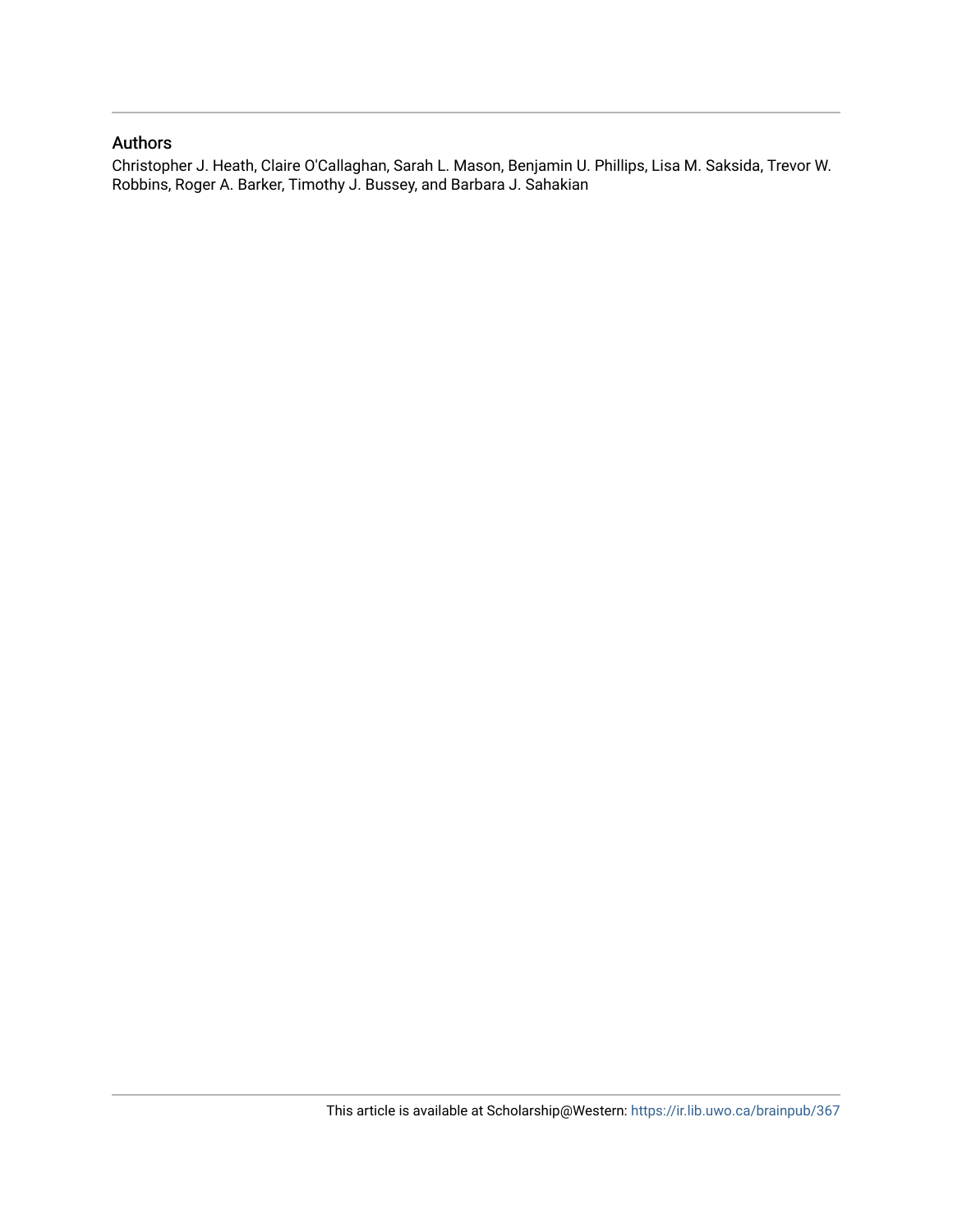## Authors

Christopher J. Heath, Claire O'Callaghan, Sarah L. Mason, Benjamin U. Phillips, Lisa M. Saksida, Trevor W. Robbins, Roger A. Barker, Timothy J. Bussey, and Barbara J. Sahakian

This article is available at Scholarship@Western: https://ir.lib.uwo.ca/brainpub/367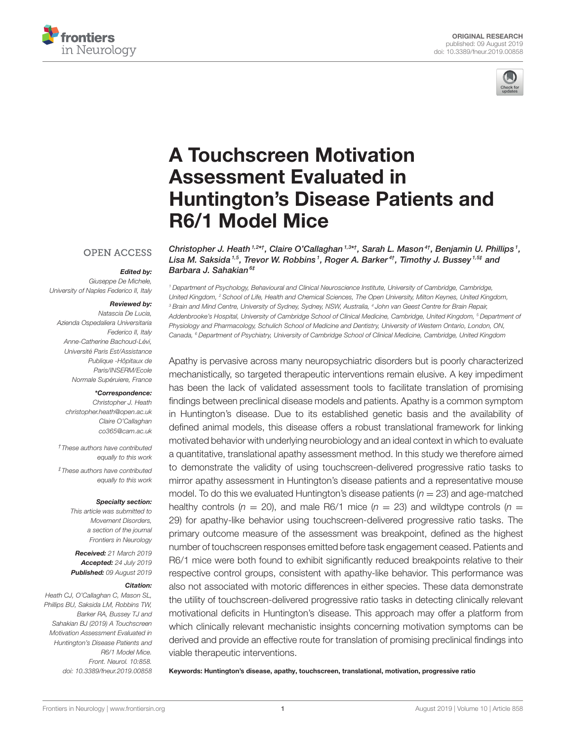# A Touchscreen Motivation Assessment Evaluated in Huntington's Disease Patients and R6/1 Model Mice

Christopher J. Heath[1,2*†], Claire O'Callaghan[1,3*†], Sarah L. Mason[4†], Benjamin U. Phillips[1], Lisa M. Saksida[1,5], Trevor W. Robbins[1], Roger A. Barker[4†], Timothy J. Bussey[1,5‡] and Barbara J. Sahakian[6‡]

[1] Department of Psychology, Behavioural and Clinical Neuroscience Institute, University of Cambridge, Cambridge, United Kingdom, [2] School of Life, Health and Chemical Sciences, The Open University, Milton Keynes, United Kingdom, [3] Brain and Mind Centre, University of Sydney, Sydney, NSW, Australia, [4] John van Geest Centre for Brain Repair, Addenbrooke's Hospital, University of Cambridge School of Clinical Medicine, Cambridge, United Kingdom, [5] Department of Physiology and Pharmacology, Schulich School of Medicine and Dentistry, University of Western Ontario, London, ON, Canada, [6] Department of Psychiatry, University of Cambridge School of Clinical Medicine, Cambridge, United Kingdom

OPEN ACCESS

*Edited by:*
Giuseppe De Michele, University of Naples Federico II, Italy

*Reviewed by:*
Natascia De Lucia, Azienda Ospedaliera Universitaria Federico II, Italy
Anne-Catherine Bachoud-Lévi, Université Paris Est/Assistance Publique -Hôpitaux de Paris/INSERM/Ecole Normale Supéruiere, France

***Correspondence:***
Christopher J. Heath
christopher.heath@open.ac.uk
Claire O'Callaghan
co365@cam.ac.uk

† These authors have contributed equally to this work

‡ These authors have contributed equally to this work

*Specialty section:*
This article was submitted to Movement Disorders, a section of the journal Frontiers in Neurology

**Received:** 21 March 2019
**Accepted:** 24 July 2019
**Published:** 09 August 2019

*Citation:*
Heath CJ, O'Callaghan C, Mason SL, Phillips BU, Saksida LM, Robbins TW, Barker RA, Bussey TJ and Sahakian BJ (2019) A Touchscreen Motivation Assessment Evaluated in Huntington's Disease Patients and R6/1 Model Mice. Front. Neurol. 10:858. doi: 10.3389/fneur.2019.00858

Apathy is pervasive across many neuropsychiatric disorders but is poorly characterized mechanistically, so targeted therapeutic interventions remain elusive. A key impediment has been the lack of validated assessment tools to facilitate translation of promising findings between preclinical disease models and patients. Apathy is a common symptom in Huntington's disease. Due to its established genetic basis and the availability of defined animal models, this disease offers a robust translational framework for linking motivated behavior with underlying neurobiology and an ideal context in which to evaluate a quantitative, translational apathy assessment method. In this study we therefore aimed to demonstrate the validity of using touchscreen-delivered progressive ratio tasks to mirror apathy assessment in Huntington's disease patients and a representative mouse model. To do this we evaluated Huntington's disease patients ($n = 23$) and age-matched healthy controls ($n = 20$), and male R6/1 mice ($n = 23$) and wildtype controls ($n = 29$) for apathy-like behavior using touchscreen-delivered progressive ratio tasks. The primary outcome measure of the assessment was breakpoint, defined as the highest number of touchscreen responses emitted before task engagement ceased. Patients and R6/1 mice were both found to exhibit significantly reduced breakpoints relative to their respective control groups, consistent with apathy-like behavior. This performance was also not associated with motoric differences in either species. These data demonstrate the utility of touchscreen-delivered progressive ratio tasks in detecting clinically relevant motivational deficits in Huntington's disease. This approach may offer a platform from which clinically relevant mechanistic insights concerning motivation symptoms can be derived and provide an effective route for translation of promising preclinical findings into viable therapeutic interventions.

**Keywords: Huntington's disease, apathy, touchscreen, translational, motivation, progressive ratio**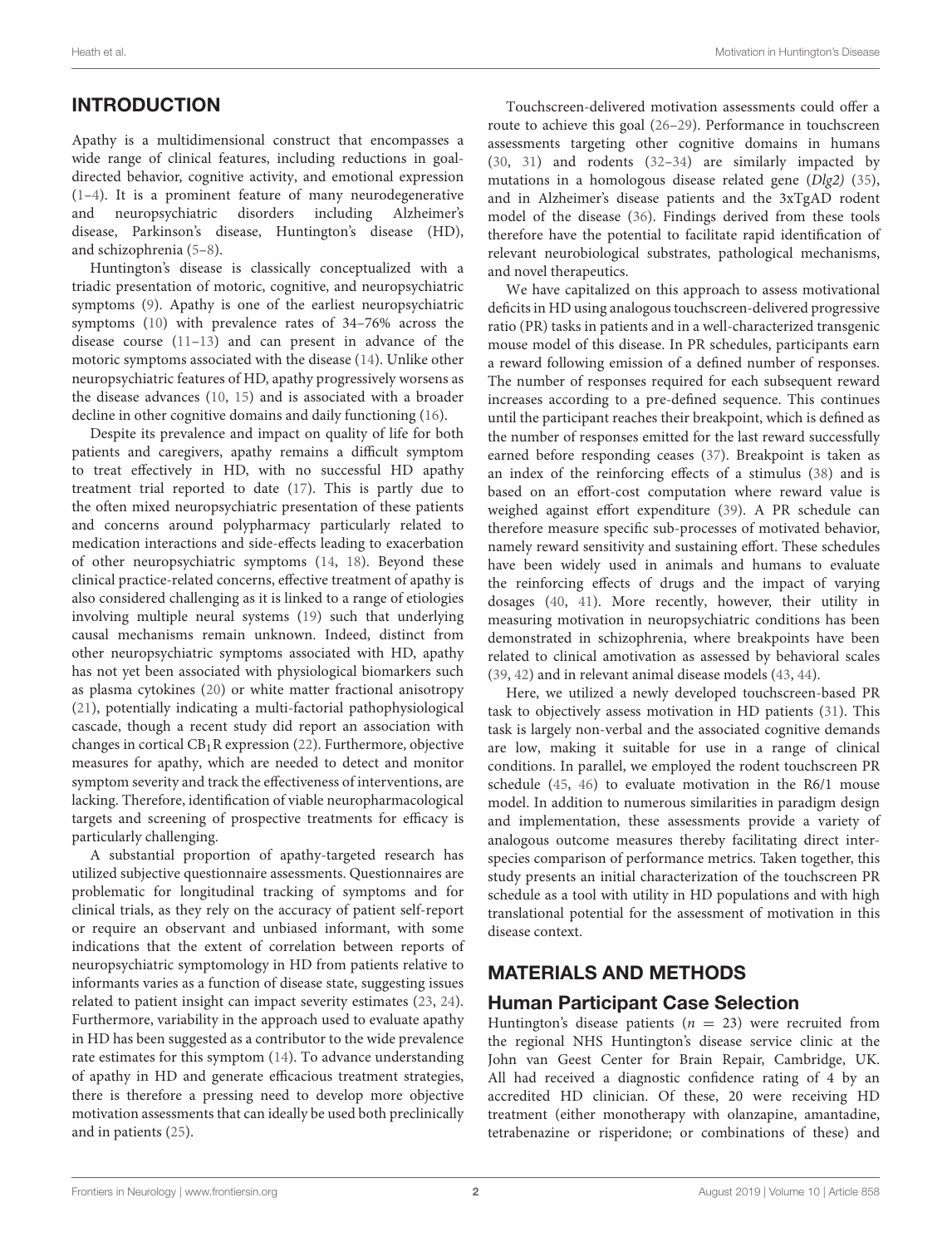## INTRODUCTION

Apathy is a multidimensional construct that encompasses a wide range of clinical features, including reductions in goal-directed behavior, cognitive activity, and emotional expression (1–4). It is a prominent feature of many neurodegenerative and neuropsychiatric disorders including Alzheimer's disease, Parkinson's disease, Huntington's disease (HD), and schizophrenia (5–8).

Huntington's disease is classically conceptualized with a triadic presentation of motoric, cognitive, and neuropsychiatric symptoms (9). Apathy is one of the earliest neuropsychiatric symptoms (10) with prevalence rates of 34–76% across the disease course (11–13) and can present in advance of the motoric symptoms associated with the disease (14). Unlike other neuropsychiatric features of HD, apathy progressively worsens as the disease advances (10, 15) and is associated with a broader decline in other cognitive domains and daily functioning (16).

Despite its prevalence and impact on quality of life for both patients and caregivers, apathy remains a difficult symptom to treat effectively in HD, with no successful HD apathy treatment trial reported to date (17). This is partly due to the often mixed neuropsychiatric presentation of these patients and concerns around polypharmacy particularly related to medication interactions and side-effects leading to exacerbation of other neuropsychiatric symptoms (14, 18). Beyond these clinical practice-related concerns, effective treatment of apathy is also considered challenging as it is linked to a range of etiologies involving multiple neural systems (19) such that underlying causal mechanisms remain unknown. Indeed, distinct from other neuropsychiatric symptoms associated with HD, apathy has not yet been associated with physiological biomarkers such as plasma cytokines (20) or white matter fractional anisotropy (21), potentially indicating a multi-factorial pathophysiological cascade, though a recent study did report an association with changes in cortical $CB_1R$ expression (22). Furthermore, objective measures for apathy, which are needed to detect and monitor symptom severity and track the effectiveness of interventions, are lacking. Therefore, identification of viable neuropharmacological targets and screening of prospective treatments for efficacy is particularly challenging.

A substantial proportion of apathy-targeted research has utilized subjective questionnaire assessments. Questionnaires are problematic for longitudinal tracking of symptoms and for clinical trials, as they rely on the accuracy of patient self-report or require an observant and unbiased informant, with some indications that the extent of correlation between reports of neuropsychiatric symptomology in HD from patients relative to informants varies as a function of disease state, suggesting issues related to patient insight can impact severity estimates (23, 24). Furthermore, variability in the approach used to evaluate apathy in HD has been suggested as a contributor to the wide prevalence rate estimates for this symptom (14). To advance understanding of apathy in HD and generate efficacious treatment strategies, there is therefore a pressing need to develop more objective motivation assessments that can ideally be used both preclinically and in patients (25).

Touchscreen-delivered motivation assessments could offer a route to achieve this goal (26–29). Performance in touchscreen assessments targeting other cognitive domains in humans (30, 31) and rodents (32–34) are similarly impacted by mutations in a homologous disease related gene (*Dlg2*) (35), and in Alzheimer's disease patients and the 3xTgAD rodent model of the disease (36). Findings derived from these tools therefore have the potential to facilitate rapid identification of relevant neurobiological substrates, pathological mechanisms, and novel therapeutics.

We have capitalized on this approach to assess motivational deficits in HD using analogous touchscreen-delivered progressive ratio (PR) tasks in patients and in a well-characterized transgenic mouse model of this disease. In PR schedules, participants earn a reward following emission of a defined number of responses. The number of responses required for each subsequent reward increases according to a pre-defined sequence. This continues until the participant reaches their breakpoint, which is defined as the number of responses emitted for the last reward successfully earned before responding ceases (37). Breakpoint is taken as an index of the reinforcing effects of a stimulus (38) and is based on an effort-cost computation where reward value is weighed against effort expenditure (39). A PR schedule can therefore measure specific sub-processes of motivated behavior, namely reward sensitivity and sustaining effort. These schedules have been widely used in animals and humans to evaluate the reinforcing effects of drugs and the impact of varying dosages (40, 41). More recently, however, their utility in measuring motivation in neuropsychiatric conditions has been demonstrated in schizophrenia, where breakpoints have been related to clinical amotivation as assessed by behavioral scales (39, 42) and in relevant animal disease models (43, 44).

Here, we utilized a newly developed touchscreen-based PR task to objectively assess motivation in HD patients (31). This task is largely non-verbal and the associated cognitive demands are low, making it suitable for use in a range of clinical conditions. In parallel, we employed the rodent touchscreen PR schedule (45, 46) to evaluate motivation in the R6/1 mouse model. In addition to numerous similarities in paradigm design and implementation, these assessments provide a variety of analogous outcome measures thereby facilitating direct inter-species comparison of performance metrics. Taken together, this study presents an initial characterization of the touchscreen PR schedule as a tool with utility in HD populations and with high translational potential for the assessment of motivation in this disease context.

## MATERIALS AND METHODS

### Human Participant Case Selection

Huntington's disease patients ($n = 23$) were recruited from the regional NHS Huntington's disease service clinic at the John van Geest Center for Brain Repair, Cambridge, UK. All had received a diagnostic confidence rating of 4 by an accredited HD clinician. Of these, 20 were receiving HD treatment (either monotherapy with olanzapine, amantadine, tetrabenazine or risperidone; or combinations of these) and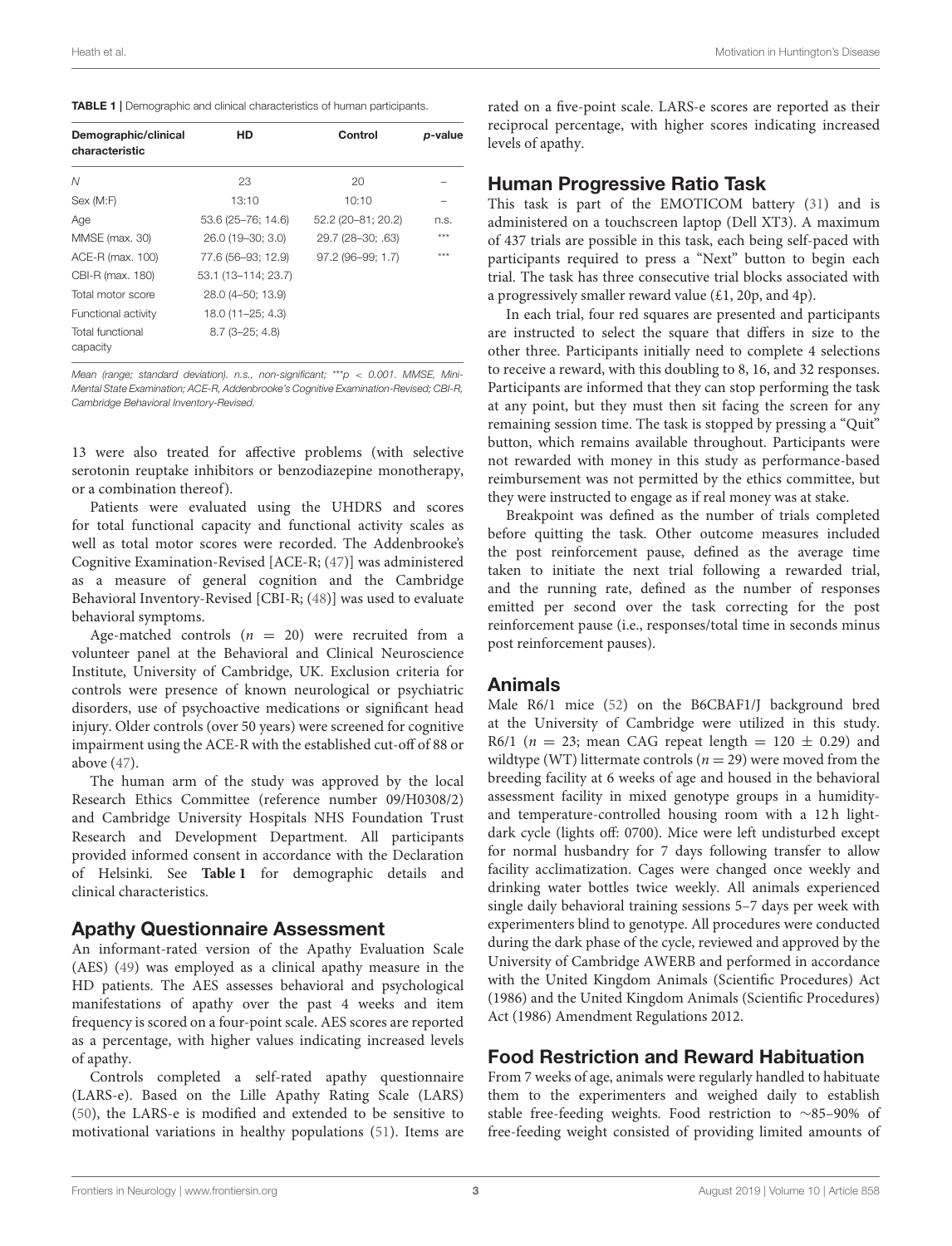**TABLE 1 |** Demographic and clinical characteristics of human participants.

| Demographic/clinical characteristic | HD | Control | *p*-value |
|---|---|---|---|
| *N* | 23 | 20 | – |
| Sex (M:F) | 13:10 | 10:10 | – |
| Age | 53.6 (25–76; 14.6) | 52.2 (20–81; 20.2) | n.s. |
| MMSE (max. 30) | 26.0 (19–30; 3.0) | 29.7 (28–30; .63) | *** |
| ACE-R (max. 100) | 77.6 (56–93; 12.9) | 97.2 (96–99; 1.7) | *** |
| CBI-R (max. 180) | 53.1 (13–114; 23.7) | | |
| Total motor score | 28.0 (4–50; 13.9) | | |
| Functional activity | 18.0 (11–25; 4.3) | | |
| Total functional capacity | 8.7 (3–25; 4.8) | | |

*Mean (range; standard deviation). n.s., non-significant; \*\*\*p < 0.001. MMSE, Mini-Mental State Examination; ACE-R, Addenbrooke's Cognitive Examination-Revised; CBI-R, Cambridge Behavioral Inventory-Revised.*

13 were also treated for affective problems (with selective serotonin reuptake inhibitors or benzodiazepine monotherapy, or a combination thereof).

Patients were evaluated using the UHDRS and scores for total functional capacity and functional activity scales as well as total motor scores were recorded. The Addenbrooke's Cognitive Examination-Revised [ACE-R; (47)] was administered as a measure of general cognition and the Cambridge Behavioral Inventory-Revised [CBI-R; (48)] was used to evaluate behavioral symptoms.

Age-matched controls ($n = 20$) were recruited from a volunteer panel at the Behavioral and Clinical Neuroscience Institute, University of Cambridge, UK. Exclusion criteria for controls were presence of known neurological or psychiatric disorders, use of psychoactive medications or significant head injury. Older controls (over 50 years) were screened for cognitive impairment using the ACE-R with the established cut-off of 88 or above (47).

The human arm of the study was approved by the local Research Ethics Committee (reference number 09/H0308/2) and Cambridge University Hospitals NHS Foundation Trust Research and Development Department. All participants provided informed consent in accordance with the Declaration of Helsinki. See **Table 1** for demographic details and clinical characteristics.

## Apathy Questionnaire Assessment

An informant-rated version of the Apathy Evaluation Scale (AES) (49) was employed as a clinical apathy measure in the HD patients. The AES assesses behavioral and psychological manifestations of apathy over the past 4 weeks and item frequency is scored on a four-point scale. AES scores are reported as a percentage, with higher values indicating increased levels of apathy.

Controls completed a self-rated apathy questionnaire (LARS-e). Based on the Lille Apathy Rating Scale (LARS) (50), the LARS-e is modified and extended to be sensitive to motivational variations in healthy populations (51). Items are rated on a five-point scale. LARS-e scores are reported as their reciprocal percentage, with higher scores indicating increased levels of apathy.

## Human Progressive Ratio Task

This task is part of the EMOTICOM battery (31) and is administered on a touchscreen laptop (Dell XT3). A maximum of 437 trials are possible in this task, each being self-paced with participants required to press a "Next" button to begin each trial. The task has three consecutive trial blocks associated with a progressively smaller reward value (£1, 20p, and 4p).

In each trial, four red squares are presented and participants are instructed to select the square that differs in size to the other three. Participants initially need to complete 4 selections to receive a reward, with this doubling to 8, 16, and 32 responses. Participants are informed that they can stop performing the task at any point, but they must then sit facing the screen for any remaining session time. The task is stopped by pressing a "Quit" button, which remains available throughout. Participants were not rewarded with money in this study as performance-based reimbursement was not permitted by the ethics committee, but they were instructed to engage as if real money was at stake.

Breakpoint was defined as the number of trials completed before quitting the task. Other outcome measures included the post reinforcement pause, defined as the average time taken to initiate the next trial following a rewarded trial, and the running rate, defined as the number of responses emitted per second over the task correcting for the post reinforcement pause (i.e., responses/total time in seconds minus post reinforcement pauses).

## Animals

Male R6/1 mice (52) on the B6CBAF1/J background bred at the University of Cambridge were utilized in this study. R6/1 ($n = 23$; mean CAG repeat length = $120 \pm 0.29$) and wildtype (WT) littermate controls ($n = 29$) were moved from the breeding facility at 6 weeks of age and housed in the behavioral assessment facility in mixed genotype groups in a humidity- and temperature-controlled housing room with a 12 h light-dark cycle (lights off: 0700). Mice were left undisturbed except for normal husbandry for 7 days following transfer to allow facility acclimatization. Cages were changed once weekly and drinking water bottles twice weekly. All animals experienced single daily behavioral training sessions 5–7 days per week with experimenters blind to genotype. All procedures were conducted during the dark phase of the cycle, reviewed and approved by the University of Cambridge AWERB and performed in accordance with the United Kingdom Animals (Scientific Procedures) Act (1986) and the United Kingdom Animals (Scientific Procedures) Act (1986) Amendment Regulations 2012.

## Food Restriction and Reward Habituation

From 7 weeks of age, animals were regularly handled to habituate them to the experimenters and weighed daily to establish stable free-feeding weights. Food restriction to ~85–90% of free-feeding weight consisted of providing limited amounts of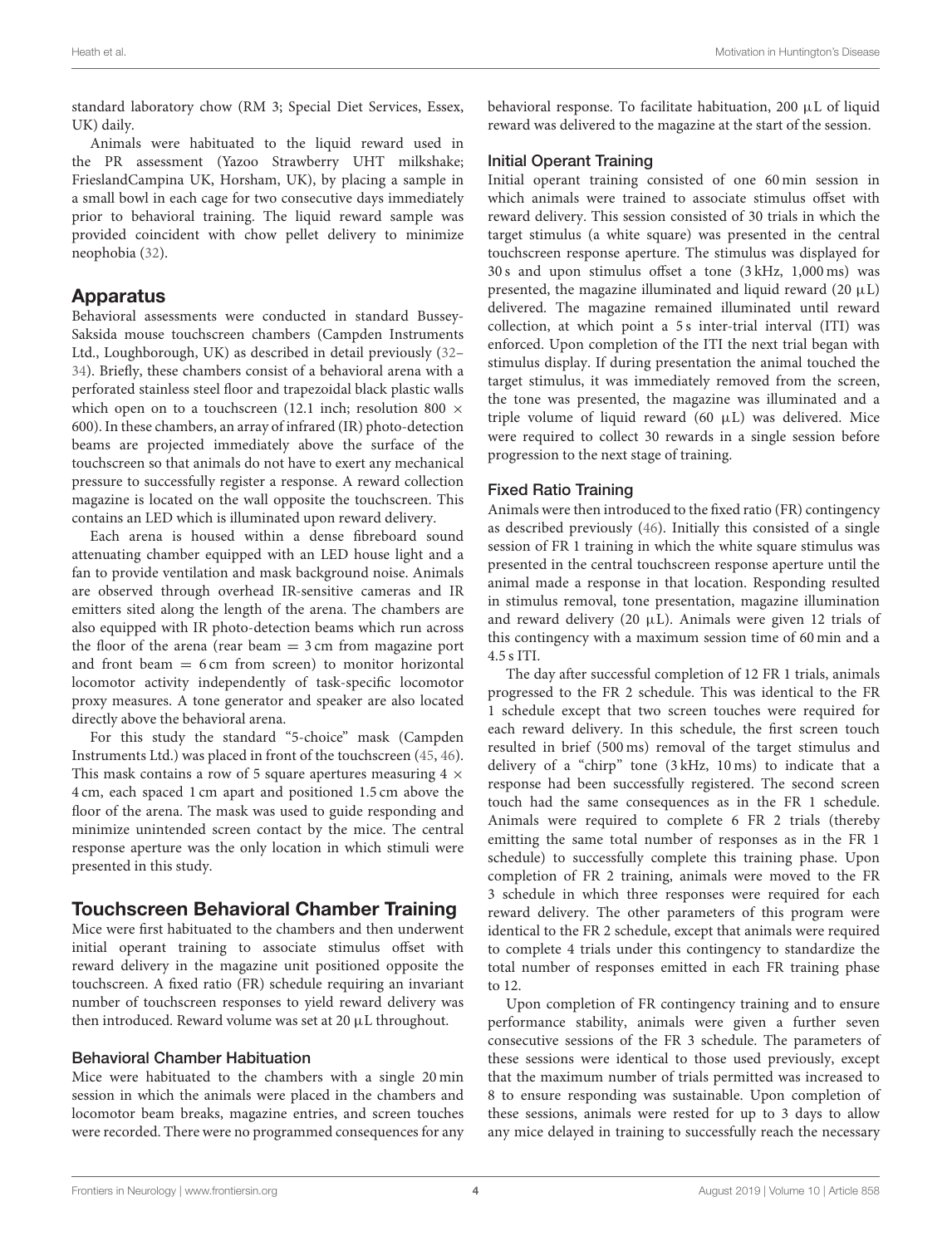standard laboratory chow (RM 3; Special Diet Services, Essex, UK) daily.

Animals were habituated to the liquid reward used in the PR assessment (Yazoo Strawberry UHT milkshake; FrieslandCampina UK, Horsham, UK), by placing a sample in a small bowl in each cage for two consecutive days immediately prior to behavioral training. The liquid reward sample was provided coincident with chow pellet delivery to minimize neophobia (32).

## Apparatus

Behavioral assessments were conducted in standard Bussey-Saksida mouse touchscreen chambers (Campden Instruments Ltd., Loughborough, UK) as described in detail previously (32–34). Briefly, these chambers consist of a behavioral arena with a perforated stainless steel floor and trapezoidal black plastic walls which open on to a touchscreen (12.1 inch; resolution 800 × 600). In these chambers, an array of infrared (IR) photo-detection beams are projected immediately above the surface of the touchscreen so that animals do not have to exert any mechanical pressure to successfully register a response. A reward collection magazine is located on the wall opposite the touchscreen. This contains an LED which is illuminated upon reward delivery.

Each arena is housed within a dense fibreboard sound attenuating chamber equipped with an LED house light and a fan to provide ventilation and mask background noise. Animals are observed through overhead IR-sensitive cameras and IR emitters sited along the length of the arena. The chambers are also equipped with IR photo-detection beams which run across the floor of the arena (rear beam = 3 cm from magazine port and front beam = 6 cm from screen) to monitor horizontal locomotor activity independently of task-specific locomotor proxy measures. A tone generator and speaker are also located directly above the behavioral arena.

For this study the standard "5-choice" mask (Campden Instruments Ltd.) was placed in front of the touchscreen (45, 46). This mask contains a row of 5 square apertures measuring 4 × 4 cm, each spaced 1 cm apart and positioned 1.5 cm above the floor of the arena. The mask was used to guide responding and minimize unintended screen contact by the mice. The central response aperture was the only location in which stimuli were presented in this study.

## Touchscreen Behavioral Chamber Training

Mice were first habituated to the chambers and then underwent initial operant training to associate stimulus offset with reward delivery in the magazine unit positioned opposite the touchscreen. A fixed ratio (FR) schedule requiring an invariant number of touchscreen responses to yield reward delivery was then introduced. Reward volume was set at 20 μL throughout.

### Behavioral Chamber Habituation

Mice were habituated to the chambers with a single 20 min session in which the animals were placed in the chambers and locomotor beam breaks, magazine entries, and screen touches were recorded. There were no programmed consequences for any behavioral response. To facilitate habituation, 200 μL of liquid reward was delivered to the magazine at the start of the session.

### Initial Operant Training

Initial operant training consisted of one 60 min session in which animals were trained to associate stimulus offset with reward delivery. This session consisted of 30 trials in which the target stimulus (a white square) was presented in the central touchscreen response aperture. The stimulus was displayed for 30 s and upon stimulus offset a tone (3 kHz, 1,000 ms) was presented, the magazine illuminated and liquid reward (20 μL) delivered. The magazine remained illuminated until reward collection, at which point a 5 s inter-trial interval (ITI) was enforced. Upon completion of the ITI the next trial began with stimulus display. If during presentation the animal touched the target stimulus, it was immediately removed from the screen, the tone was presented, the magazine was illuminated and a triple volume of liquid reward (60 μL) was delivered. Mice were required to collect 30 rewards in a single session before progression to the next stage of training.

### Fixed Ratio Training

Animals were then introduced to the fixed ratio (FR) contingency as described previously (46). Initially this consisted of a single session of FR 1 training in which the white square stimulus was presented in the central touchscreen response aperture until the animal made a response in that location. Responding resulted in stimulus removal, tone presentation, magazine illumination and reward delivery (20 μL). Animals were given 12 trials of this contingency with a maximum session time of 60 min and a 4.5 s ITI.

The day after successful completion of 12 FR 1 trials, animals progressed to the FR 2 schedule. This was identical to the FR 1 schedule except that two screen touches were required for each reward delivery. In this schedule, the first screen touch resulted in brief (500 ms) removal of the target stimulus and delivery of a "chirp" tone (3 kHz, 10 ms) to indicate that a response had been successfully registered. The second screen touch had the same consequences as in the FR 1 schedule. Animals were required to complete 6 FR 2 trials (thereby emitting the same total number of responses as in the FR 1 schedule) to successfully complete this training phase. Upon completion of FR 2 training, animals were moved to the FR 3 schedule in which three responses were required for each reward delivery. The other parameters of this program were identical to the FR 2 schedule, except that animals were required to complete 4 trials under this contingency to standardize the total number of responses emitted in each FR training phase to 12.

Upon completion of FR contingency training and to ensure performance stability, animals were given a further seven consecutive sessions of the FR 3 schedule. The parameters of these sessions were identical to those used previously, except that the maximum number of trials permitted was increased to 8 to ensure responding was sustainable. Upon completion of these sessions, animals were rested for up to 3 days to allow any mice delayed in training to successfully reach the necessary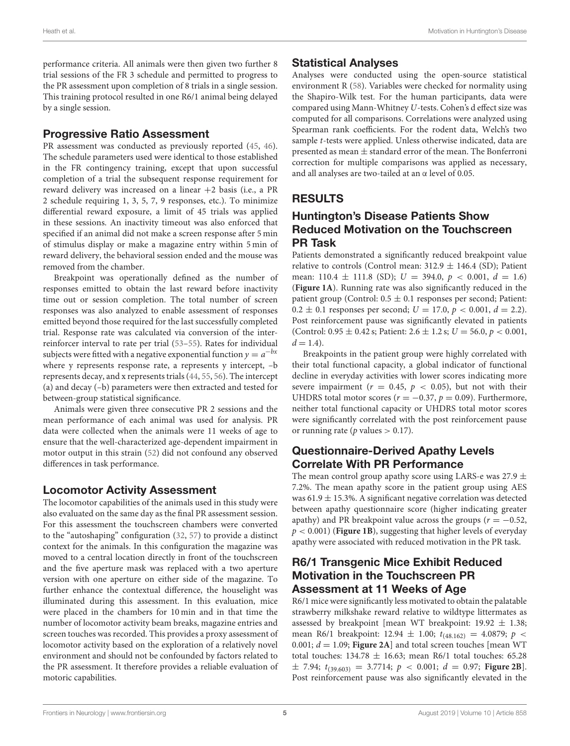performance criteria. All animals were then given two further 8 trial sessions of the FR 3 schedule and permitted to progress to the PR assessment upon completion of 8 trials in a single session. This training protocol resulted in one R6/1 animal being delayed by a single session.

## Progressive Ratio Assessment

PR assessment was conducted as previously reported (45, 46). The schedule parameters used were identical to those established in the FR contingency training, except that upon successful completion of a trial the subsequent response requirement for reward delivery was increased on a linear +2 basis (i.e., a PR 2 schedule requiring 1, 3, 5, 7, 9 responses, etc.). To minimize differential reward exposure, a limit of 45 trials was applied in these sessions. An inactivity timeout was also enforced that specified if an animal did not make a screen response after 5 min of stimulus display or make a magazine entry within 5 min of reward delivery, the behavioral session ended and the mouse was removed from the chamber.

Breakpoint was operationally defined as the number of responses emitted to obtain the last reward before inactivity time out or session completion. The total number of screen responses was also analyzed to enable assessment of responses emitted beyond those required for the last successfully completed trial. Response rate was calculated via conversion of the inter-reinforcer interval to rate per trial (53–55). Rates for individual subjects were fitted with a negative exponential function $y = a^{-bx}$ where y represents response rate, a represents y intercept, –b represents decay, and x represents trials (44, 55, 56). The intercept (a) and decay (–b) parameters were then extracted and tested for between-group statistical significance.

Animals were given three consecutive PR 2 sessions and the mean performance of each animal was used for analysis. PR data were collected when the animals were 11 weeks of age to ensure that the well-characterized age-dependent impairment in motor output in this strain (52) did not confound any observed differences in task performance.

## Locomotor Activity Assessment

The locomotor capabilities of the animals used in this study were also evaluated on the same day as the final PR assessment session. For this assessment the touchscreen chambers were converted to the "autoshaping" configuration (32, 57) to provide a distinct context for the animals. In this configuration the magazine was moved to a central location directly in front of the touchscreen and the five aperture mask was replaced with a two aperture version with one aperture on either side of the magazine. To further enhance the contextual difference, the houselight was illuminated during this assessment. In this evaluation, mice were placed in the chambers for 10 min and in that time the number of locomotor activity beam breaks, magazine entries and screen touches was recorded. This provides a proxy assessment of locomotor activity based on the exploration of a relatively novel environment and should not be confounded by factors related to the PR assessment. It therefore provides a reliable evaluation of motoric capabilities.

## Statistical Analyses

Analyses were conducted using the open-source statistical environment R (58). Variables were checked for normality using the Shapiro-Wilk test. For the human participants, data were compared using Mann-Whitney *U*-tests. Cohen's d effect size was computed for all comparisons. Correlations were analyzed using Spearman rank coefficients. For the rodent data, Welch's two sample *t*-tests were applied. Unless otherwise indicated, data are presented as mean ± standard error of the mean. The Bonferroni correction for multiple comparisons was applied as necessary, and all analyses are two-tailed at an $\alpha$ level of 0.05.

# RESULTS

## Huntington's Disease Patients Show Reduced Motivation on the Touchscreen PR Task

Patients demonstrated a significantly reduced breakpoint value relative to controls (Control mean: 312.9 ± 146.4 (SD); Patient mean: 110.4 ± 111.8 (SD); $U = 394.0$, $p < 0.001$, $d = 1.6$) (**Figure 1A**). Running rate was also significantly reduced in the patient group (Control: 0.5 ± 0.1 responses per second; Patient: 0.2 ± 0.1 responses per second; $U = 17.0$, $p < 0.001$, $d = 2.2$). Post reinforcement pause was significantly elevated in patients (Control: 0.95 ± 0.42 s; Patient: 2.6 ± 1.2 s; $U = 56.0$, $p < 0.001$, $d = 1.4$).

Breakpoints in the patient group were highly correlated with their total functional capacity, a global indicator of functional decline in everyday activities with lower scores indicating more severe impairment ($r = 0.45$, $p < 0.05$), but not with their UHDRS total motor scores ($r = -0.37$, $p = 0.09$). Furthermore, neither total functional capacity or UHDRS total motor scores were significantly correlated with the post reinforcement pause or running rate ($p$ values > 0.17).

## Questionnaire-Derived Apathy Levels Correlate With PR Performance

The mean control group apathy score using LARS-e was 27.9 ± 7.2%. The mean apathy score in the patient group using AES was 61.9 ± 15.3%. A significant negative correlation was detected between apathy questionnaire score (higher indicating greater apathy) and PR breakpoint value across the groups ($r = -0.52$, $p < 0.001$) (**Figure 1B**), suggesting that higher levels of everyday apathy were associated with reduced motivation in the PR task.

## R6/1 Transgenic Mice Exhibit Reduced Motivation in the Touchscreen PR Assessment at 11 Weeks of Age

R6/1 mice were significantly less motivated to obtain the palatable strawberry milkshake reward relative to wildtype littermates as assessed by breakpoint [mean WT breakpoint: 19.92 ± 1.38; mean R6/1 breakpoint: 12.94 ± 1.00; $t_{(48.162)} = 4.0879$; $p < 0.001$; $d = 1.09$; **Figure 2A**] and total screen touches [mean WT total touches: 134.78 ± 16.63; mean R6/1 total touches: 65.28 ± 7.94; $t_{(39.603)} = 3.7714$; $p < 0.001$; $d = 0.97$; **Figure 2B**]. Post reinforcement pause was also significantly elevated in the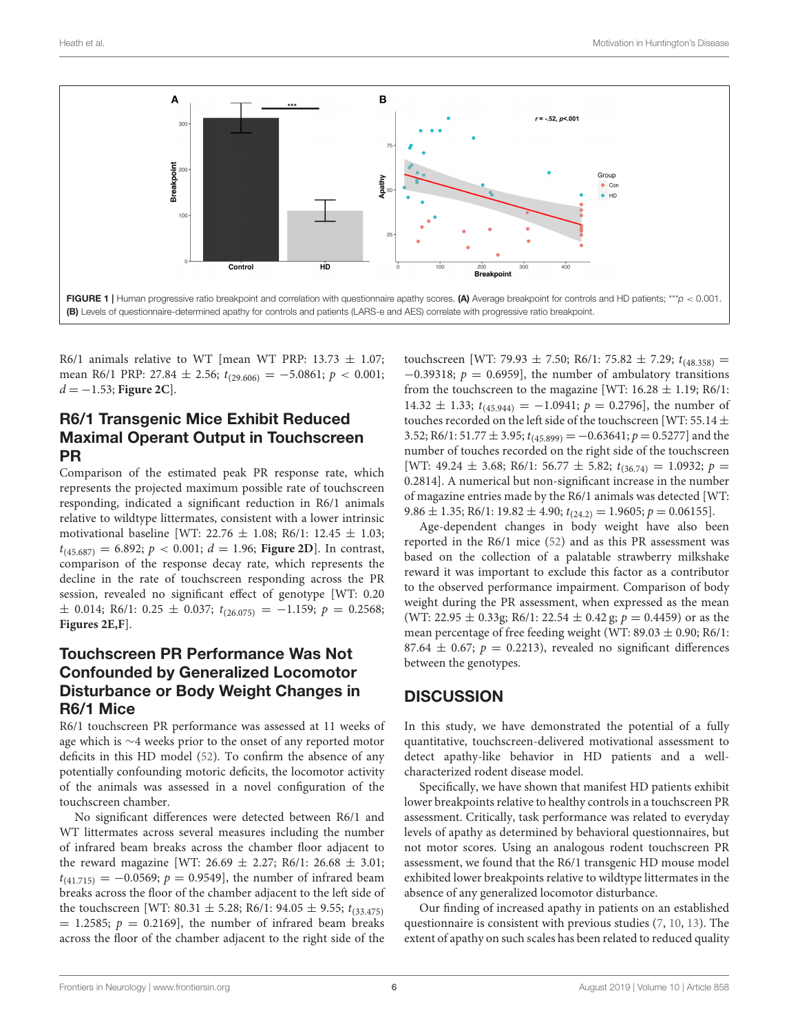FIGURE 1 | Human progressive ratio breakpoint and correlation with questionnaire apathy scores. **(A)** Average breakpoint for controls and HD patients; ***$p < 0.001$. **(B)** Levels of questionnaire-determined apathy for controls and patients (LARS-e and AES) correlate with progressive ratio breakpoint.

R6/1 animals relative to WT [mean WT PRP: 13.73 ± 1.07; mean R6/1 PRP: 27.84 ± 2.56; $t_{(29.606)} = -5.0861$; $p < 0.001$; $d = -1.53$; **Figure 2C**].

## R6/1 Transgenic Mice Exhibit Reduced Maximal Operant Output in Touchscreen PR

Comparison of the estimated peak PR response rate, which represents the projected maximum possible rate of touchscreen responding, indicated a significant reduction in R6/1 animals relative to wildtype littermates, consistent with a lower intrinsic motivational baseline [WT: 22.76 ± 1.08; R6/1: 12.45 ± 1.03; $t_{(45.687)} = 6.892$; $p < 0.001$; $d = 1.96$; **Figure 2D**]. In contrast, comparison of the response decay rate, which represents the decline in the rate of touchscreen responding across the PR session, revealed no significant effect of genotype [WT: 0.20 ± 0.014; R6/1: 0.25 ± 0.037; $t_{(26.075)} = -1.159$; $p = 0.2568$; **Figures 2E,F**].

## Touchscreen PR Performance Was Not Confounded by Generalized Locomotor Disturbance or Body Weight Changes in R6/1 Mice

R6/1 touchscreen PR performance was assessed at 11 weeks of age which is ∼4 weeks prior to the onset of any reported motor deficits in this HD model (52). To confirm the absence of any potentially confounding motoric deficits, the locomotor activity of the animals was assessed in a novel configuration of the touchscreen chamber.

No significant differences were detected between R6/1 and WT littermates across several measures including the number of infrared beam breaks across the chamber floor adjacent to the reward magazine [WT: 26.69 ± 2.27; R6/1: 26.68 ± 3.01; $t_{(41.715)} = -0.0569$; $p = 0.9549$], the number of infrared beam breaks across the floor of the chamber adjacent to the left side of the touchscreen [WT: 80.31 ± 5.28; R6/1: 94.05 ± 9.55; $t_{(33.475)} = 1.2585$; $p = 0.2169$], the number of infrared beam breaks across the floor of the chamber adjacent to the right side of the touchscreen [WT: 79.93 ± 7.50; R6/1: 75.82 ± 7.29; $t_{(48.358)} = -0.39318$; $p = 0.6959$], the number of ambulatory transitions from the touchscreen to the magazine [WT: 16.28 ± 1.19; R6/1: 14.32 ± 1.33; $t_{(45.944)} = -1.0941$; $p = 0.2796$], the number of touches recorded on the left side of the touchscreen [WT: 55.14 ± 3.52; R6/1: 51.77 ± 3.95; $t_{(45.899)} = -0.63641$; $p = 0.5277$] and the number of touches recorded on the right side of the touchscreen [WT: 49.24 ± 3.68; R6/1: 56.77 ± 5.82; $t_{(36.74)} = 1.0932$; $p = 0.2814$]. A numerical but non-significant increase in the number of magazine entries made by the R6/1 animals was detected [WT: 9.86 ± 1.35; R6/1: 19.82 ± 4.90; $t_{(24.2)} = 1.9605$; $p = 0.06155$].

Age-dependent changes in body weight have also been reported in the R6/1 mice (52) and as this PR assessment was based on the collection of a palatable strawberry milkshake reward it was important to exclude this factor as a contributor to the observed performance impairment. Comparison of body weight during the PR assessment, when expressed as the mean (WT: 22.95 ± 0.33g; R6/1: 22.54 ± 0.42 g; $p = 0.4459$) or as the mean percentage of free feeding weight (WT: 89.03 ± 0.90; R6/1: 87.64 ± 0.67; $p = 0.2213$), revealed no significant differences between the genotypes.

## DISCUSSION

In this study, we have demonstrated the potential of a fully quantitative, touchscreen-delivered motivational assessment to detect apathy-like behavior in HD patients and a well-characterized rodent disease model.

Specifically, we have shown that manifest HD patients exhibit lower breakpoints relative to healthy controls in a touchscreen PR assessment. Critically, task performance was related to everyday levels of apathy as determined by behavioral questionnaires, but not motor scores. Using an analogous rodent touchscreen PR assessment, we found that the R6/1 transgenic HD mouse model exhibited lower breakpoints relative to wildtype littermates in the absence of any generalized locomotor disturbance.

Our finding of increased apathy in patients on an established questionnaire is consistent with previous studies (7, 10, 13). The extent of apathy on such scales has been related to reduced quality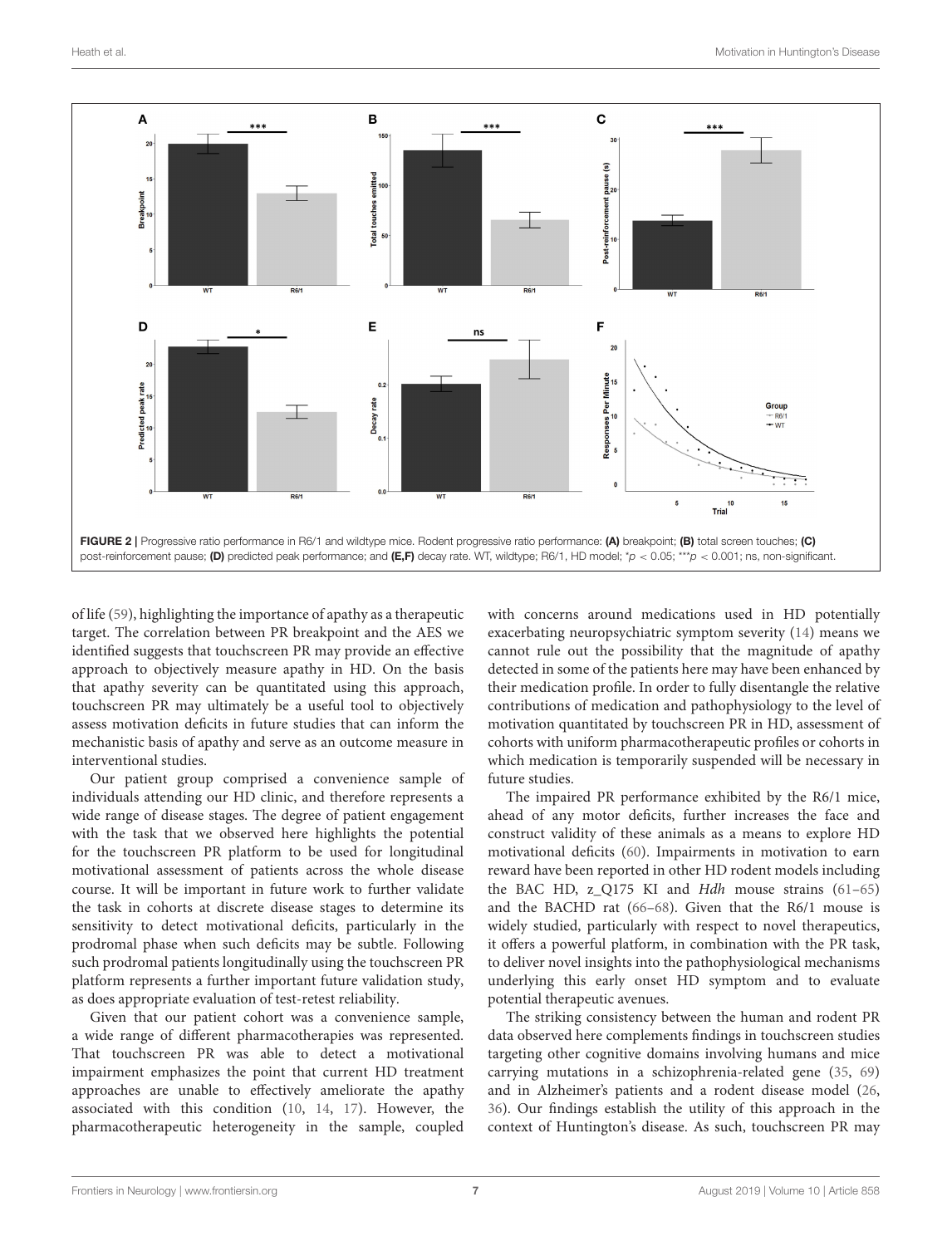A
***
Breakpoint
20
15
10
5
0
WT
R6/1

B
***
Total touches emitted
150
100
50
0
WT
R6/1

C
***
Post-reinforcement pause (s)
30
20
10
0
WT
R6/1

D
*
Predicted peak rate
20
15
10
5
0
WT
R6/1

E
ns
Decay rate
0.2
0.1
0.0
WT
R6/1

F
Responses Per Minute
20
15
10
5
0
Trial
5
10
15
Group
R6/1
WT

**FIGURE 2** | Progressive ratio performance in R6/1 and wildtype mice. Rodent progressive ratio performance: **(A)** breakpoint; **(B)** total screen touches; **(C)** post-reinforcement pause; **(D)** predicted peak performance; and **(E,F)** decay rate. WT, wildtype; R6/1, HD model; $^{*}p < 0.05$; $^{***}p < 0.001$; ns, non-significant.

of life (59), highlighting the importance of apathy as a therapeutic target. The correlation between PR breakpoint and the AES we identified suggests that touchscreen PR may provide an effective approach to objectively measure apathy in HD. On the basis that apathy severity can be quantitated using this approach, touchscreen PR may ultimately be a useful tool to objectively assess motivation deficits in future studies that can inform the mechanistic basis of apathy and serve as an outcome measure in interventional studies.

Our patient group comprised a convenience sample of individuals attending our HD clinic, and therefore represents a wide range of disease stages. The degree of patient engagement with the task that we observed here highlights the potential for the touchscreen PR platform to be used for longitudinal motivational assessment of patients across the whole disease course. It will be important in future work to further validate the task in cohorts at discrete disease stages to determine its sensitivity to detect motivational deficits, particularly in the prodromal phase when such deficits may be subtle. Following such prodromal patients longitudinally using the touchscreen PR platform represents a further important future validation study, as does appropriate evaluation of test-retest reliability.

Given that our patient cohort was a convenience sample, a wide range of different pharmacotherapies was represented. That touchscreen PR was able to detect a motivational impairment emphasizes the point that current HD treatment approaches are unable to effectively ameliorate the apathy associated with this condition (10, 14, 17). However, the pharmacotherapeutic heterogeneity in the sample, coupled with concerns around medications used in HD potentially exacerbating neuropsychiatric symptom severity (14) means we cannot rule out the possibility that the magnitude of apathy detected in some of the patients here may have been enhanced by their medication profile. In order to fully disentangle the relative contributions of medication and pathophysiology to the level of motivation quantitated by touchscreen PR in HD, assessment of cohorts with uniform pharmacotherapeutic profiles or cohorts in which medication is temporarily suspended will be necessary in future studies.

The impaired PR performance exhibited by the R6/1 mice, ahead of any motor deficits, further increases the face and construct validity of these animals as a means to explore HD motivational deficits (60). Impairments in motivation to earn reward have been reported in other HD rodent models including the BAC HD, z_Q175 KI and *Hdh* mouse strains (61–65) and the BACHD rat (66–68). Given that the R6/1 mouse is widely studied, particularly with respect to novel therapeutics, it offers a powerful platform, in combination with the PR task, to deliver novel insights into the pathophysiological mechanisms underlying this early onset HD symptom and to evaluate potential therapeutic avenues.

The striking consistency between the human and rodent PR data observed here complements findings in touchscreen studies targeting other cognitive domains involving humans and mice carrying mutations in a schizophrenia-related gene (35, 69) and in Alzheimer's patients and a rodent disease model (26, 36). Our findings establish the utility of this approach in the context of Huntington's disease. As such, touchscreen PR may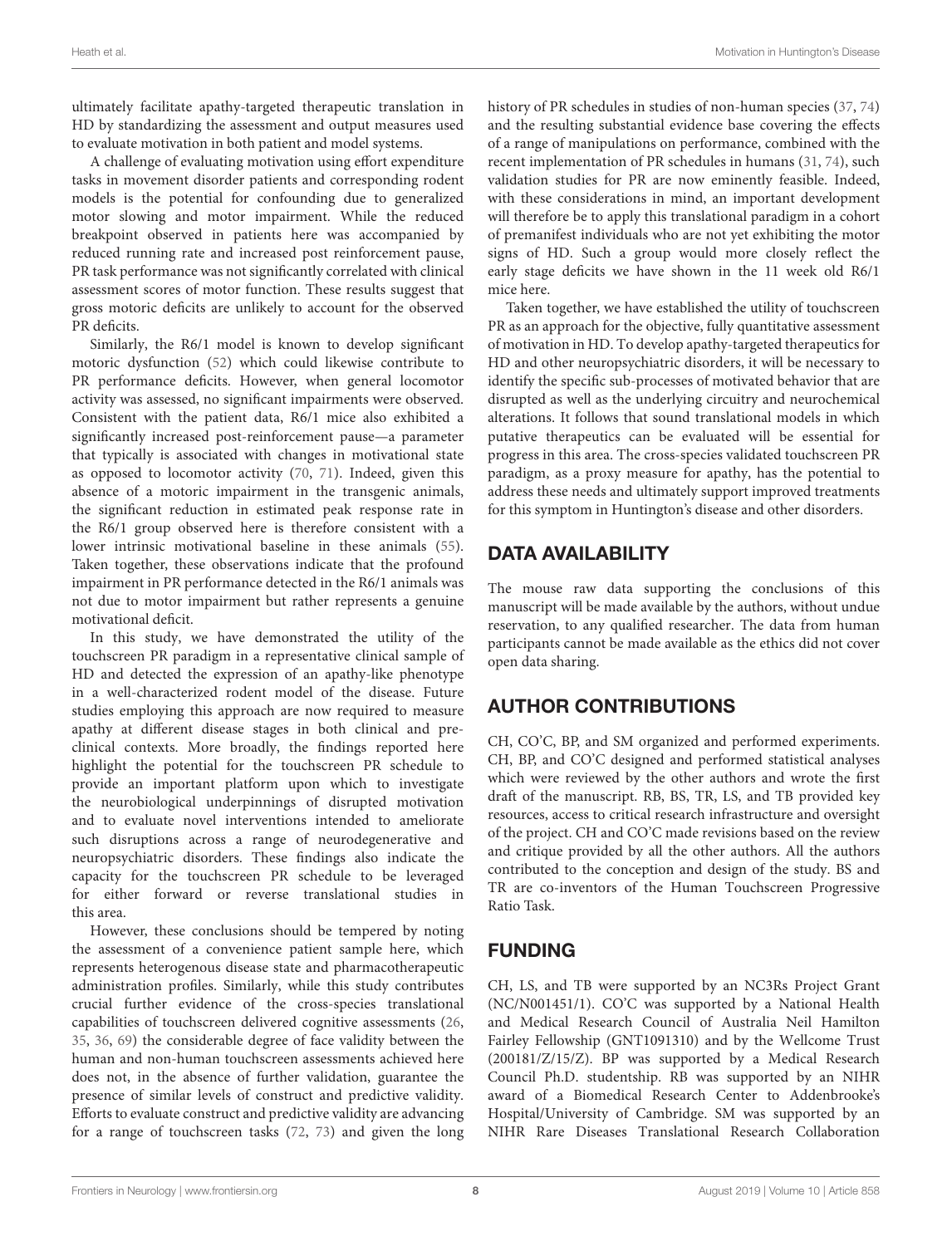ultimately facilitate apathy-targeted therapeutic translation in HD by standardizing the assessment and output measures used to evaluate motivation in both patient and model systems.

A challenge of evaluating motivation using effort expenditure tasks in movement disorder patients and corresponding rodent models is the potential for confounding due to generalized motor slowing and motor impairment. While the reduced breakpoint observed in patients here was accompanied by reduced running rate and increased post reinforcement pause, PR task performance was not significantly correlated with clinical assessment scores of motor function. These results suggest that gross motoric deficits are unlikely to account for the observed PR deficits.

Similarly, the R6/1 model is known to develop significant motoric dysfunction (52) which could likewise contribute to PR performance deficits. However, when general locomotor activity was assessed, no significant impairments were observed. Consistent with the patient data, R6/1 mice also exhibited a significantly increased post-reinforcement pause—a parameter that typically is associated with changes in motivational state as opposed to locomotor activity (70, 71). Indeed, given this absence of a motoric impairment in the transgenic animals, the significant reduction in estimated peak response rate in the R6/1 group observed here is therefore consistent with a lower intrinsic motivational baseline in these animals (55). Taken together, these observations indicate that the profound impairment in PR performance detected in the R6/1 animals was not due to motor impairment but rather represents a genuine motivational deficit.

In this study, we have demonstrated the utility of the touchscreen PR paradigm in a representative clinical sample of HD and detected the expression of an apathy-like phenotype in a well-characterized rodent model of the disease. Future studies employing this approach are now required to measure apathy at different disease stages in both clinical and pre-clinical contexts. More broadly, the findings reported here highlight the potential for the touchscreen PR schedule to provide an important platform upon which to investigate the neurobiological underpinnings of disrupted motivation and to evaluate novel interventions intended to ameliorate such disruptions across a range of neurodegenerative and neuropsychiatric disorders. These findings also indicate the capacity for the touchscreen PR schedule to be leveraged for either forward or reverse translational studies in this area.

However, these conclusions should be tempered by noting the assessment of a convenience patient sample here, which represents heterogenous disease state and pharmacotherapeutic administration profiles. Similarly, while this study contributes crucial further evidence of the cross-species translational capabilities of touchscreen delivered cognitive assessments (26, 35, 36, 69) the considerable degree of face validity between the human and non-human touchscreen assessments achieved here does not, in the absence of further validation, guarantee the presence of similar levels of construct and predictive validity. Efforts to evaluate construct and predictive validity are advancing for a range of touchscreen tasks (72, 73) and given the long history of PR schedules in studies of non-human species (37, 74) and the resulting substantial evidence base covering the effects of a range of manipulations on performance, combined with the recent implementation of PR schedules in humans (31, 74), such validation studies for PR are now eminently feasible. Indeed, with these considerations in mind, an important development will therefore be to apply this translational paradigm in a cohort of premanifest individuals who are not yet exhibiting the motor signs of HD. Such a group would more closely reflect the early stage deficits we have shown in the 11 week old R6/1 mice here.

Taken together, we have established the utility of touchscreen PR as an approach for the objective, fully quantitative assessment of motivation in HD. To develop apathy-targeted therapeutics for HD and other neuropsychiatric disorders, it will be necessary to identify the specific sub-processes of motivated behavior that are disrupted as well as the underlying circuitry and neurochemical alterations. It follows that sound translational models in which putative therapeutics can be evaluated will be essential for progress in this area. The cross-species validated touchscreen PR paradigm, as a proxy measure for apathy, has the potential to address these needs and ultimately support improved treatments for this symptom in Huntington's disease and other disorders.

## DATA AVAILABILITY

The mouse raw data supporting the conclusions of this manuscript will be made available by the authors, without undue reservation, to any qualified researcher. The data from human participants cannot be made available as the ethics did not cover open data sharing.

## AUTHOR CONTRIBUTIONS

CH, CO'C, BP, and SM organized and performed experiments. CH, BP, and CO'C designed and performed statistical analyses which were reviewed by the other authors and wrote the first draft of the manuscript. RB, BS, TR, LS, and TB provided key resources, access to critical research infrastructure and oversight of the project. CH and CO'C made revisions based on the review and critique provided by all the other authors. All the authors contributed to the conception and design of the study. BS and TR are co-inventors of the Human Touchscreen Progressive Ratio Task.

## FUNDING

CH, LS, and TB were supported by an NC3Rs Project Grant (NC/N001451/1). CO'C was supported by a National Health and Medical Research Council of Australia Neil Hamilton Fairley Fellowship (GNT1091310) and by the Wellcome Trust (200181/Z/15/Z). BP was supported by a Medical Research Council Ph.D. studentship. RB was supported by an NIHR award of a Biomedical Research Center to Addenbrooke's Hospital/University of Cambridge. SM was supported by an NIHR Rare Diseases Translational Research Collaboration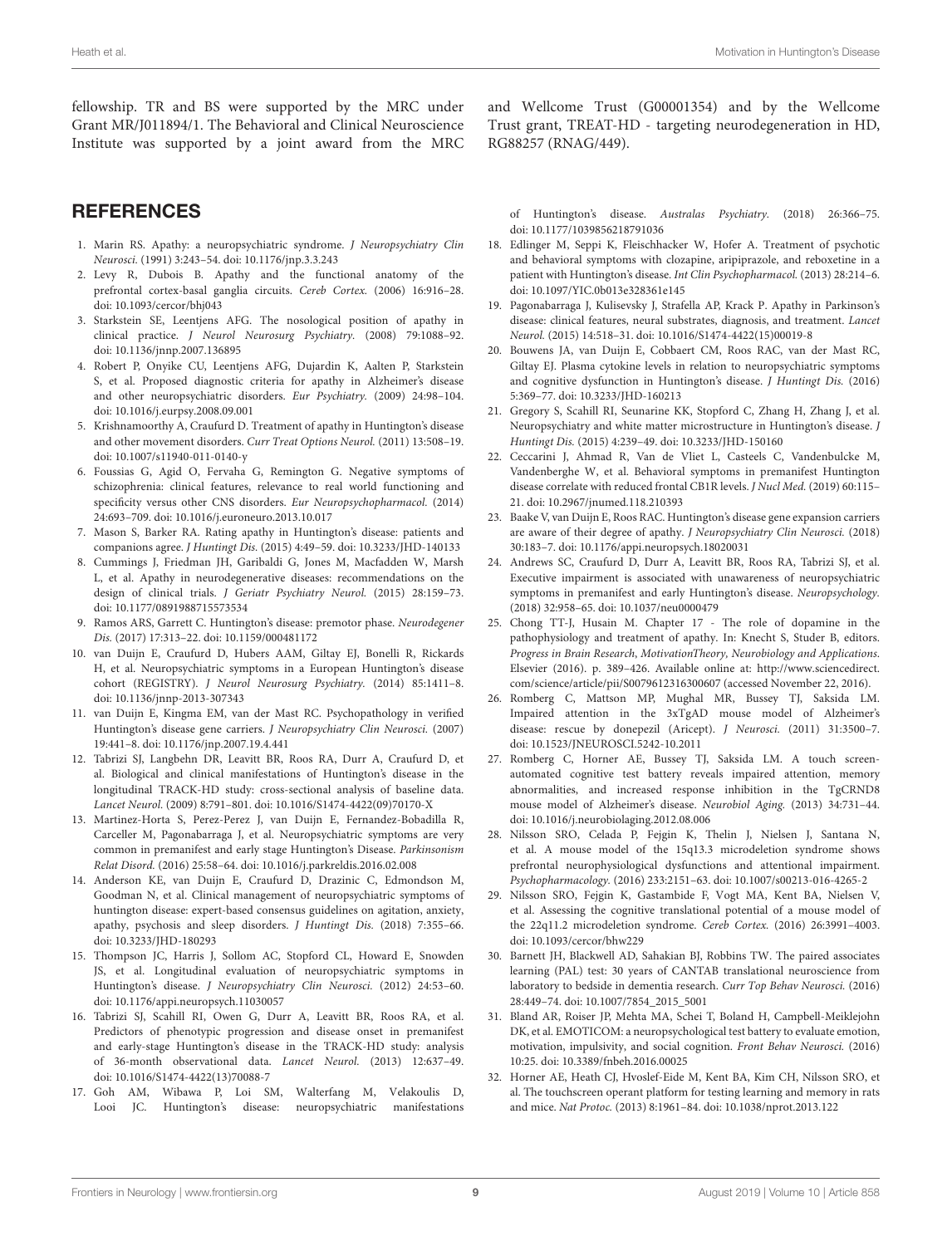fellowship. TR and BS were supported by the MRC under Grant MR/J011894/1. The Behavioral and Clinical Neuroscience Institute was supported by a joint award from the MRC and Wellcome Trust (G00001354) and by the Wellcome Trust grant, TREAT-HD - targeting neurodegeneration in HD, RG88257 (RNAG/449).

## REFERENCES

1. Marin RS. Apathy: a neuropsychiatric syndrome. *J Neuropsychiatry Clin Neurosci.* (1991) 3:243–54. doi: 10.1176/jnp.3.3.243
2. Levy R, Dubois B. Apathy and the functional anatomy of the prefrontal cortex-basal ganglia circuits. *Cereb Cortex.* (2006) 16:916–28. doi: 10.1093/cercor/bhj043
3. Starkstein SE, Leentjens AFG. The nosological position of apathy in clinical practice. *J Neurol Neurosurg Psychiatry.* (2008) 79:1088–92. doi: 10.1136/jnnp.2007.136895
4. Robert P, Onyike CU, Leentjens AFG, Dujardin K, Aalten P, Starkstein S, et al. Proposed diagnostic criteria for apathy in Alzheimer's disease and other neuropsychiatric disorders. *Eur Psychiatry.* (2009) 24:98–104. doi: 10.1016/j.eurpsy.2008.09.001
5. Krishnamoorthy A, Craufurd D. Treatment of apathy in Huntington's disease and other movement disorders. *Curr Treat Options Neurol.* (2011) 13:508–19. doi: 10.1007/s11940-011-0140-y
6. Foussias G, Agid O, Fervaha G, Remington G. Negative symptoms of schizophrenia: clinical features, relevance to real world functioning and specificity versus other CNS disorders. *Eur Neuropsychopharmacol.* (2014) 24:693–709. doi: 10.1016/j.euroneuro.2013.10.017
7. Mason S, Barker RA. Rating apathy in Huntington's disease: patients and companions agree. *J Huntingt Dis.* (2015) 4:49–59. doi: 10.3233/JHD-140133
8. Cummings J, Friedman JH, Garibaldi G, Jones M, Macfadden W, Marsh L, et al. Apathy in neurodegenerative diseases: recommendations on the design of clinical trials. *J Geriatr Psychiatry Neurol.* (2015) 28:159–73. doi: 10.1177/0891988715573534
9. Ramos ARS, Garrett C. Huntington's disease: premotor phase. *Neurodegener Dis.* (2017) 17:313–22. doi: 10.1159/000481172
10. van Duijn E, Craufurd D, Hubers AAM, Giltay EJ, Bonelli R, Rickards H, et al. Neuropsychiatric symptoms in a European Huntington's disease cohort (REGISTRY). *J Neurol Neurosurg Psychiatry.* (2014) 85:1411–8. doi: 10.1136/jnnp-2013-307343
11. van Duijn E, Kingma EM, van der Mast RC. Psychopathology in verified Huntington's disease gene carriers. *J Neuropsychiatry Clin Neurosci.* (2007) 19:441–8. doi: 10.1176/jnp.2007.19.4.441
12. Tabrizi SJ, Langbehn DR, Leavitt BR, Roos RA, Durr A, Craufurd D, et al. Biological and clinical manifestations of Huntington's disease in the longitudinal TRACK-HD study: cross-sectional analysis of baseline data. *Lancet Neurol.* (2009) 8:791–801. doi: 10.1016/S1474-4422(09)70170-X
13. Martinez-Horta S, Perez-Perez J, van Duijn E, Fernandez-Bobadilla R, Carceller M, Pagonabarraga J, et al. Neuropsychiatric symptoms are very common in premanifest and early stage Huntington's Disease. *Parkinsonism Relat Disord.* (2016) 25:58–64. doi: 10.1016/j.parkreldis.2016.02.008
14. Anderson KE, van Duijn E, Craufurd D, Drazinic C, Edmondson M, Goodman N, et al. Clinical management of neuropsychiatric symptoms of huntington disease: expert-based consensus guidelines on agitation, anxiety, apathy, psychosis and sleep disorders. *J Huntingt Dis.* (2018) 7:355–66. doi: 10.3233/JHD-180293
15. Thompson JC, Harris J, Sollom AC, Stopford CL, Howard E, Snowden JS, et al. Longitudinal evaluation of neuropsychiatric symptoms in Huntington's disease. *J Neuropsychiatry Clin Neurosci.* (2012) 24:53–60. doi: 10.1176/appi.neuropsych.11030057
16. Tabrizi SJ, Scahill RI, Owen G, Durr A, Leavitt BR, Roos RA, et al. Predictors of phenotypic progression and disease onset in premanifest and early-stage Huntington's disease in the TRACK-HD study: analysis of 36-month observational data. *Lancet Neurol.* (2013) 12:637–49. doi: 10.1016/S1474-4422(13)70088-7
17. Goh AM, Wibawa P, Loi SM, Walterfang M, Velakoulis D, Looi JC. Huntington's disease: neuropsychiatric manifestations of Huntington's disease. *Australas Psychiatry.* (2018) 26:366–75. doi: 10.1177/1039856218791036
18. Edlinger M, Seppi K, Fleischhacker W, Hofer A. Treatment of psychotic and behavioral symptoms with clozapine, aripiprazole, and reboxetine in a patient with Huntington's disease. *Int Clin Psychopharmacol.* (2013) 28:214–6. doi: 10.1097/YIC.0b013e328361e145
19. Pagonabarraga J, Kulisevsky J, Strafella AP, Krack P. Apathy in Parkinson's disease: clinical features, neural substrates, diagnosis, and treatment. *Lancet Neurol.* (2015) 14:518–31. doi: 10.1016/S1474-4422(15)00019-8
20. Bouwens JA, van Duijn E, Cobbaert CM, Roos RAC, van der Mast RC, Giltay EJ. Plasma cytokine levels in relation to neuropsychiatric symptoms and cognitive dysfunction in Huntington's disease. *J Huntingt Dis.* (2016) 5:369–77. doi: 10.3233/JHD-160213
21. Gregory S, Scahill RI, Seunarine KK, Stopford C, Zhang H, Zhang J, et al. Neuropsychiatry and white matter microstructure in Huntington's disease. *J Huntingt Dis.* (2015) 4:239–49. doi: 10.3233/JHD-150160
22. Ceccarini J, Ahmad R, Van de Vliet L, Casteels C, Vandenbulcke M, Vandenberghe W, et al. Behavioral symptoms in premanifest Huntington disease correlate with reduced frontal CB1R levels. *J Nucl Med.* (2019) 60:115–21. doi: 10.2967/jnumed.118.210393
23. Baake V, van Duijn E, Roos RAC. Huntington's disease gene expansion carriers are aware of their degree of apathy. *J Neuropsychiatry Clin Neurosci.* (2018) 30:183–7. doi: 10.1176/appi.neuropsych.18020031
24. Andrews SC, Craufurd D, Durr A, Leavitt BR, Roos RA, Tabrizi SJ, et al. Executive impairment is associated with unawareness of neuropsychiatric symptoms in premanifest and early Huntington's disease. *Neuropsychology.* (2018) 32:958–65. doi: 10.1037/neu0000479
25. Chong TT-J, Husain M. Chapter 17 - The role of dopamine in the pathophysiology and treatment of apathy. In: Knecht S, Studer B, editors. *Progress in Brain Research, MotivationTheory, Neurobiology and Applications.* Elsevier (2016). p. 389–426. Available online at: http://www.sciencedirect.com/science/article/pii/S0079612316300607 (accessed November 22, 2016).
26. Romberg C, Mattson MP, Mughal MR, Bussey TJ, Saksida LM. Impaired attention in the 3xTgAD mouse model of Alzheimer's disease: rescue by donepezil (Aricept). *J Neurosci.* (2011) 31:3500–7. doi: 10.1523/JNEUROSCI.5242-10.2011
27. Romberg C, Horner AE, Bussey TJ, Saksida LM. A touch screen-automated cognitive test battery reveals impaired attention, memory abnormalities, and increased response inhibition in the TgCRND8 mouse model of Alzheimer's disease. *Neurobiol Aging.* (2013) 34:731–44. doi: 10.1016/j.neurobiolaging.2012.08.006
28. Nilsson SRO, Celada P, Fejgin K, Thelin J, Nielsen J, Santana N, et al. A mouse model of the 15q13.3 microdeletion syndrome shows prefrontal neurophysiological dysfunctions and attentional impairment. *Psychopharmacology.* (2016) 233:2151–63. doi: 10.1007/s00213-016-4265-2
29. Nilsson SRO, Fejgin K, Gastambide F, Vogt MA, Kent BA, Nielsen V, et al. Assessing the cognitive translational potential of a mouse model of the 22q11.2 microdeletion syndrome. *Cereb Cortex.* (2016) 26:3991–4003. doi: 10.1093/cercor/bhw229
30. Barnett JH, Blackwell AD, Sahakian BJ, Robbins TW. The paired associates learning (PAL) test: 30 years of CANTAB translational neuroscience from laboratory to bedside in dementia research. *Curr Top Behav Neurosci.* (2016) 28:449–74. doi: 10.1007/7854_2015_5001
31. Bland AR, Roiser JP, Mehta MA, Schei T, Boland H, Campbell-Meiklejohn DK, et al. EMOTICOM: a neuropsychological test battery to evaluate emotion, motivation, impulsivity, and social cognition. *Front Behav Neurosci.* (2016) 10:25. doi: 10.3389/fnbeh.2016.00025
32. Horner AE, Heath CJ, Hvoslef-Eide M, Kent BA, Kim CH, Nilsson SRO, et al. The touchscreen operant platform for testing learning and memory in rats and mice. *Nat Protoc.* (2013) 8:1961–84. doi: 10.1038/nprot.2013.122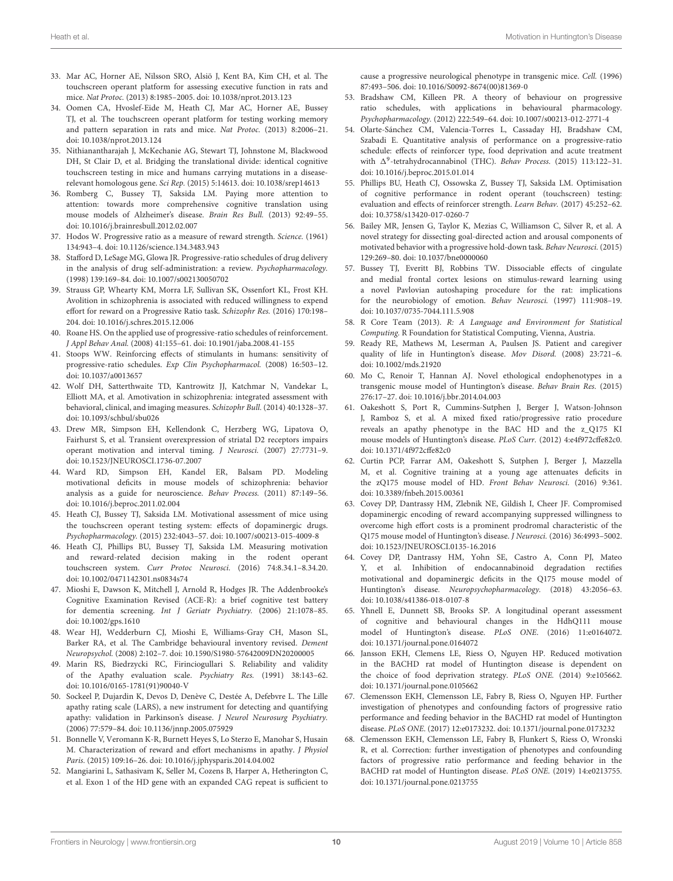33. Mar AC, Horner AE, Nilsson SRO, Alsiö J, Kent BA, Kim CH, et al. The touchscreen operant platform for assessing executive function in rats and mice. *Nat Protoc.* (2013) 8:1985–2005. doi: 10.1038/nprot.2013.123

34. Oomen CA, Hvoslef-Eide M, Heath CJ, Mar AC, Horner AE, Bussey TJ, et al. The touchscreen operant platform for testing working memory and pattern separation in rats and mice. *Nat Protoc.* (2013) 8:2006–21. doi: 10.1038/nprot.2013.124

35. Nithianantharajah J, McKechanie AG, Stewart TJ, Johnstone M, Blackwood DH, St Clair D, et al. Bridging the translational divide: identical cognitive touchscreen testing in mice and humans carrying mutations in a disease-relevant homologous gene. *Sci Rep.* (2015) 5:14613. doi: 10.1038/srep14613

36. Romberg C, Bussey TJ, Saksida LM. Paying more attention to attention: towards more comprehensive cognitive translation using mouse models of Alzheimer's disease. *Brain Res Bull.* (2013) 92:49–55. doi: 10.1016/j.brainresbull.2012.02.007

37. Hodos W. Progressive ratio as a measure of reward strength. *Science.* (1961) 134:943–4. doi: 10.1126/science.134.3483.943

38. Stafford D, LeSage MG, Glowa JR. Progressive-ratio schedules of drug delivery in the analysis of drug self-administration: a review. *Psychopharmacology.* (1998) 139:169–84. doi: 10.1007/s002130050702

39. Strauss GP, Whearty KM, Morra LF, Sullivan SK, Ossenfort KL, Frost KH. Avolition in schizophrenia is associated with reduced willingness to expend effort for reward on a Progressive Ratio task. *Schizophr Res.* (2016) 170:198–204. doi: 10.1016/j.schres.2015.12.006

40. Roane HS. On the applied use of progressive-ratio schedules of reinforcement. *J Appl Behav Anal.* (2008) 41:155–61. doi: 10.1901/jaba.2008.41-155

41. Stoops WW. Reinforcing effects of stimulants in humans: sensitivity of progressive-ratio schedules. *Exp Clin Psychopharmacol.* (2008) 16:503–12. doi: 10.1037/a0013657

42. Wolf DH, Satterthwaite TD, Kantrowitz JJ, Katchmar N, Vandekar L, Elliott MA, et al. Amotivation in schizophrenia: integrated assessment with behavioral, clinical, and imaging measures. *Schizophr Bull.* (2014) 40:1328–37. doi: 10.1093/schbul/sbu026

43. Drew MR, Simpson EH, Kellendonk C, Herzberg WG, Lipatova O, Fairhurst S, et al. Transient overexpression of striatal D2 receptors impairs operant motivation and interval timing. *J Neurosci.* (2007) 27:7731–9. doi: 10.1523/JNEUROSCI.1736-07.2007

44. Ward RD, Simpson EH, Kandel ER, Balsam PD. Modeling motivational deficits in mouse models of schizophrenia: behavior analysis as a guide for neuroscience. *Behav Process.* (2011) 87:149–56. doi: 10.1016/j.beproc.2011.02.004

45. Heath CJ, Bussey TJ, Saksida LM. Motivational assessment of mice using the touchscreen operant testing system: effects of dopaminergic drugs. *Psychopharmacology.* (2015) 232:4043–57. doi: 10.1007/s00213-015-4009-8

46. Heath CJ, Phillips BU, Bussey TJ, Saksida LM. Measuring motivation and reward-related decision making in the rodent operant touchscreen system. *Curr Protoc Neurosci.* (2016) 74:8.34.1–8.34.20. doi: 10.1002/0471142301.ns0834s74

47. Mioshi E, Dawson K, Mitchell J, Arnold R, Hodges JR. The Addenbrooke's Cognitive Examination Revised (ACE-R): a brief cognitive test battery for dementia screening. *Int J Geriatr Psychiatry.* (2006) 21:1078–85. doi: 10.1002/gps.1610

48. Wear HJ, Wedderburn CJ, Mioshi E, Williams-Gray CH, Mason SL, Barker RA, et al. The Cambridge behavioural inventory revised. *Dement Neuropsychol.* (2008) 2:102–7. doi: 10.1590/S1980-57642009DN20200005

49. Marin RS, Biedrzycki RC, Firinciogullari S. Reliability and validity of the Apathy evaluation scale. *Psychiatry Res.* (1991) 38:143–62. doi: 10.1016/0165-1781(91)90040-V

50. Sockeel P, Dujardin K, Devos D, Denève C, Destée A, Defebvre L. The Lille apathy rating scale (LARS), a new instrument for detecting and quantifying apathy: validation in Parkinson's disease. *J Neurol Neurosurg Psychiatry.* (2006) 77:579–84. doi: 10.1136/jnnp.2005.075929

51. Bonnelle V, Veromann K-R, Burnett Heyes S, Lo Sterzo E, Manohar S, Husain M. Characterization of reward and effort mechanisms in apathy. *J Physiol Paris.* (2015) 109:16–26. doi: 10.1016/j.jphysparis.2014.04.002

52. Mangiarini L, Sathasivam K, Seller M, Cozens B, Harper A, Hetherington C, et al. Exon 1 of the HD gene with an expanded CAG repeat is sufficient to cause a progressive neurological phenotype in transgenic mice. *Cell.* (1996) 87:493–506. doi: 10.1016/S0092-8674(00)81369-0

53. Bradshaw CM, Killeen PR. A theory of behaviour on progressive ratio schedules, with applications in behavioural pharmacology. *Psychopharmacology.* (2012) 222:549–64. doi: 10.1007/s00213-012-2771-4

54. Olarte-Sánchez CM, Valencia-Torres L, Cassaday HJ, Bradshaw CM, Szabadi E. Quantitative analysis of performance on a progressive-ratio schedule: effects of reinforcer type, food deprivation and acute treatment with $\Delta^9$-tetrahydrocannabinol (THC). *Behav Process.* (2015) 113:122–31. doi: 10.1016/j.beproc.2015.01.014

55. Phillips BU, Heath CJ, Ossowska Z, Bussey TJ, Saksida LM. Optimisation of cognitive performance in rodent operant (touchscreen) testing: evaluation and effects of reinforcer strength. *Learn Behav.* (2017) 45:252–62. doi: 10.3758/s13420-017-0260-7

56. Bailey MR, Jensen G, Taylor K, Mezias C, Williamson C, Silver R, et al. A novel strategy for dissecting goal-directed action and arousal components of motivated behavior with a progressive hold-down task. *Behav Neurosci.* (2015) 129:269–80. doi: 10.1037/bne0000060

57. Bussey TJ, Everitt BJ, Robbins TW. Dissociable effects of cingulate and medial frontal cortex lesions on stimulus-reward learning using a novel Pavlovian autoshaping procedure for the rat: implications for the neurobiology of emotion. *Behav Neurosci.* (1997) 111:908–19. doi: 10.1037/0735-7044.111.5.908

58. R Core Team (2013). *R: A Language and Environment for Statistical Computing.* R Foundation for Statistical Computing, Vienna, Austria.

59. Ready RE, Mathews M, Leserman A, Paulsen JS. Patient and caregiver quality of life in Huntington's disease. *Mov Disord.* (2008) 23:721–6. doi: 10.1002/mds.21920

60. Mo C, Renoir T, Hannan AJ. Novel ethological endophenotypes in a transgenic mouse model of Huntington's disease. *Behav Brain Res.* (2015) 276:17–27. doi: 10.1016/j.bbr.2014.04.003

61. Oakeshott S, Port R, Cummins-Sutphen J, Berger J, Watson-Johnson J, Ramboz S, et al. A mixed fixed ratio/progressive ratio procedure reveals an apathy phenotype in the BAC HD and the z_Q175 KI mouse models of Huntington's disease. *PLoS Curr.* (2012) 4:e4f972cffe82c0. doi: 10.1371/4f972cffe82c0

62. Curtin PCP, Farrar AM, Oakeshott S, Sutphen J, Berger J, Mazzella M, et al. Cognitive training at a young age attenuates deficits in the zQ175 mouse model of HD. *Front Behav Neurosci.* (2016) 9:361. doi: 10.3389/fnbeh.2015.00361

63. Covey DP, Dantrassy HM, Zlebnik NE, Gildish I, Cheer JF. Compromised dopaminergic encoding of reward accompanying suppressed willingness to overcome high effort costs is a prominent prodromal characteristic of the Q175 mouse model of Huntington's disease. *J Neurosci.* (2016) 36:4993–5002. doi: 10.1523/JNEUROSCI.0135-16.2016

64. Covey DP, Dantrassy HM, Yohn SE, Castro A, Conn PJ, Mateo Y, et al. Inhibition of endocannabinoid degradation rectifies motivational and dopaminergic deficits in the Q175 mouse model of Huntington's disease. *Neuropsychopharmacology.* (2018) 43:2056–63. doi: 10.1038/s41386-018-0107-8

65. Yhnell E, Dunnett SB, Brooks SP. A longitudinal operant assessment of cognitive and behavioural changes in the HdhQ111 mouse model of Huntington's disease. *PLoS ONE.* (2016) 11:e0164072. doi: 10.1371/journal.pone.0164072

66. Jansson EKH, Clemens LE, Riess O, Nguyen HP. Reduced motivation in the BACHD rat model of Huntington disease is dependent on the choice of food deprivation strategy. *PLoS ONE.* (2014) 9:e105662. doi: 10.1371/journal.pone.0105662

67. Clemensson EKH, Clemensson LE, Fabry B, Riess O, Nguyen HP. Further investigation of phenotypes and confounding factors of progressive ratio performance and feeding behavior in the BACHD rat model of Huntington disease. *PLoS ONE.* (2017) 12:e0173232. doi: 10.1371/journal.pone.0173232

68. Clemensson EKH, Clemensson LE, Fabry B, Flunkert S, Riess O, Wronski R, et al. Correction: further investigation of phenotypes and confounding factors of progressive ratio performance and feeding behavior in the BACHD rat model of Huntington disease. *PLoS ONE.* (2019) 14:e0213755. doi: 10.1371/journal.pone.0213755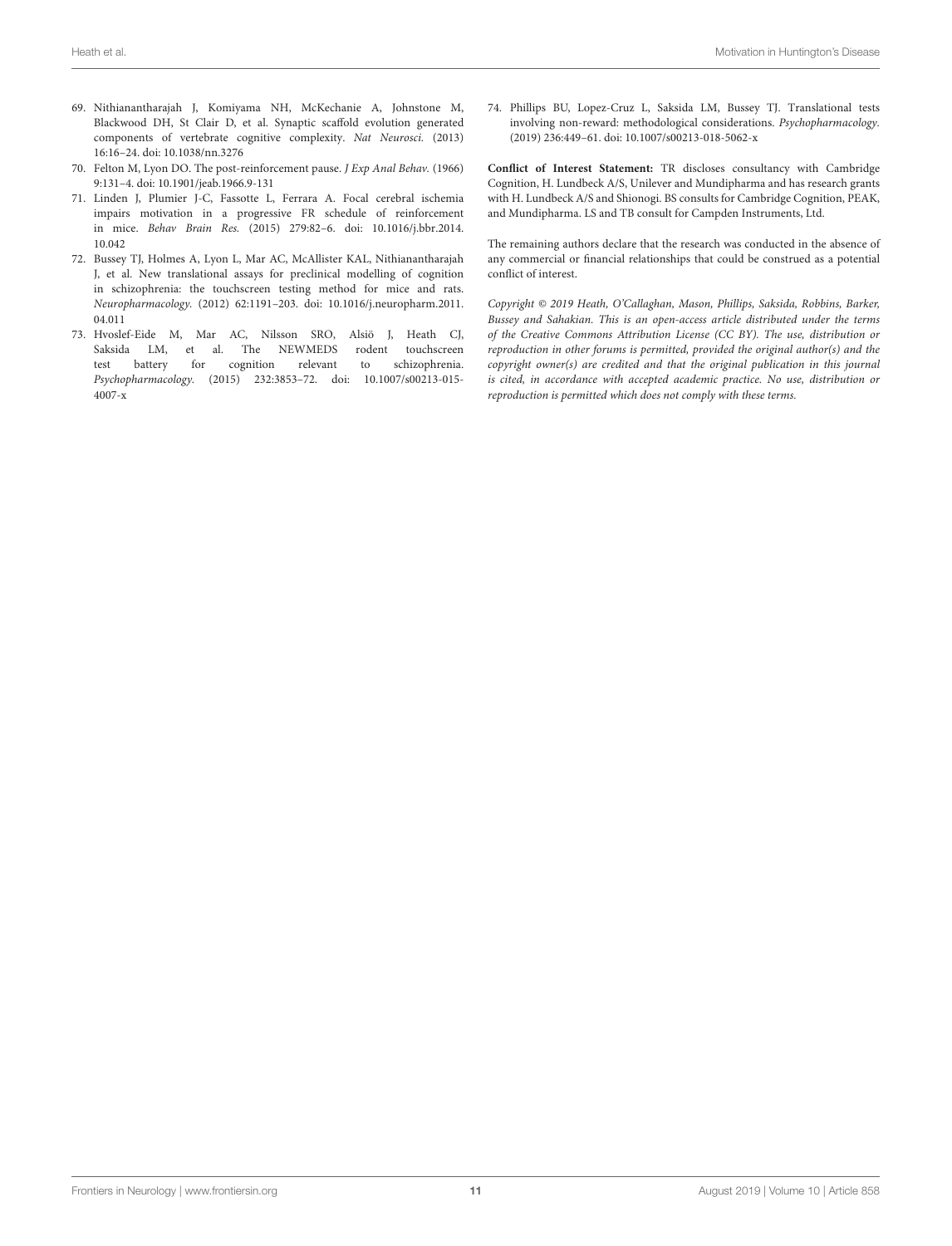69. Nithianantharajah J, Komiyama NH, McKechanie A, Johnstone M, Blackwood DH, St Clair D, et al. Synaptic scaffold evolution generated components of vertebrate cognitive complexity. *Nat Neurosci.* (2013) 16:16–24. doi: 10.1038/nn.3276
70. Felton M, Lyon DO. The post-reinforcement pause. *J Exp Anal Behav.* (1966) 9:131–4. doi: 10.1901/jeab.1966.9-131
71. Linden J, Plumier J-C, Fassotte L, Ferrara A. Focal cerebral ischemia impairs motivation in a progressive FR schedule of reinforcement in mice. *Behav Brain Res.* (2015) 279:82–6. doi: 10.1016/j.bbr.2014.10.042
72. Bussey TJ, Holmes A, Lyon L, Mar AC, McAllister KAL, Nithianantharajah J, et al. New translational assays for preclinical modelling of cognition in schizophrenia: the touchscreen testing method for mice and rats. *Neuropharmacology.* (2012) 62:1191–203. doi: 10.1016/j.neuropharm.2011.04.011
73. Hvoslef-Eide M, Mar AC, Nilsson SRO, Alsiö J, Heath CJ, Saksida LM, et al. The NEWMEDS rodent touchscreen test battery for cognition relevant to schizophrenia. *Psychopharmacology.* (2015) 232:3853–72. doi: 10.1007/s00213-015-4007-x
74. Phillips BU, Lopez-Cruz L, Saksida LM, Bussey TJ. Translational tests involving non-reward: methodological considerations. *Psychopharmacology.* (2019) 236:449–61. doi: 10.1007/s00213-018-5062-x

**Conflict of Interest Statement:** TR discloses consultancy with Cambridge Cognition, H. Lundbeck A/S, Unilever and Mundipharma and has research grants with H. Lundbeck A/S and Shionogi. BS consults for Cambridge Cognition, PEAK, and Mundipharma. LS and TB consult for Campden Instruments, Ltd.

The remaining authors declare that the research was conducted in the absence of any commercial or financial relationships that could be construed as a potential conflict of interest.

*Copyright © 2019 Heath, O'Callaghan, Mason, Phillips, Saksida, Robbins, Barker, Bussey and Sahakian. This is an open-access article distributed under the terms of the Creative Commons Attribution License (CC BY). The use, distribution or reproduction in other forums is permitted, provided the original author(s) and the copyright owner(s) are credited and that the original publication in this journal is cited, in accordance with accepted academic practice. No use, distribution or reproduction is permitted which does not comply with these terms.*